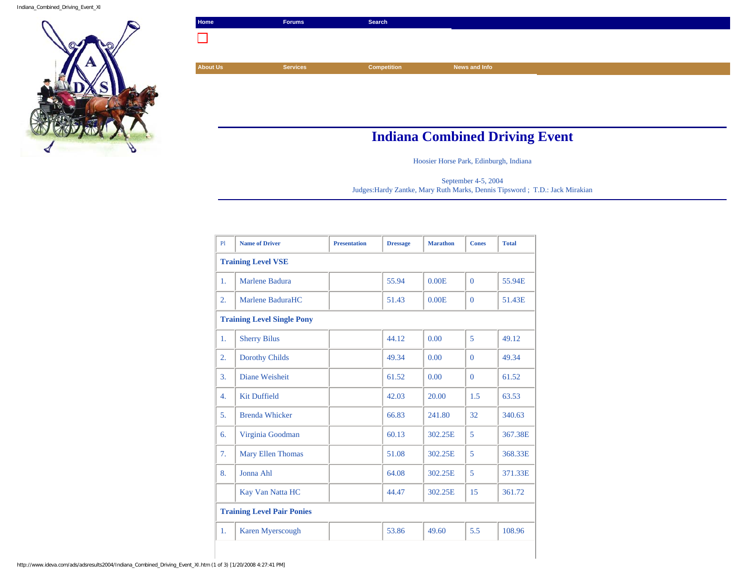Home | Forums | Search

About Us | Services | Competition | News and Info

# Indiana Combined Driving Event

Hoosier Horse Park, Edinburgh, Indiana

September 4-5, 2004
Judges:Hardy Zantke, Mary Ruth Marks, Dennis Tipsword ; T.D.: Jack Mirakian

| Pl | Name of Driver | Presentation | Dressage | Marathon | Cones | Total |
|---|---|---|---|---|---|---|
| **Training Level VSE** | | | | | | |
| 1. | Marlene Badura | | 55.94 | 0.00E | 0 | 55.94E |
| 2. | Marlene BaduraHC | | 51.43 | 0.00E | 0 | 51.43E |
| **Training Level Single Pony** | | | | | | |
| 1. | Sherry Bilus | | 44.12 | 0.00 | 5 | 49.12 |
| 2. | Dorothy Childs | | 49.34 | 0.00 | 0 | 49.34 |
| 3. | Diane Weisheit | | 61.52 | 0.00 | 0 | 61.52 |
| 4. | Kit Duffield | | 42.03 | 20.00 | 1.5 | 63.53 |
| 5. | Brenda Whicker | | 66.83 | 241.80 | 32 | 340.63 |
| 6. | Virginia Goodman | | 60.13 | 302.25E | 5 | 367.38E |
| 7. | Mary Ellen Thomas | | 51.08 | 302.25E | 5 | 368.33E |
| 8. | Jonna Ahl | | 64.08 | 302.25E | 5 | 371.33E |
| | Kay Van Natta HC | | 44.47 | 302.25E | 15 | 361.72 |
| **Training Level Pair Ponies** | | | | | | |
| 1. | Karen Myerscough | | 53.86 | 49.60 | 5.5 | 108.96 |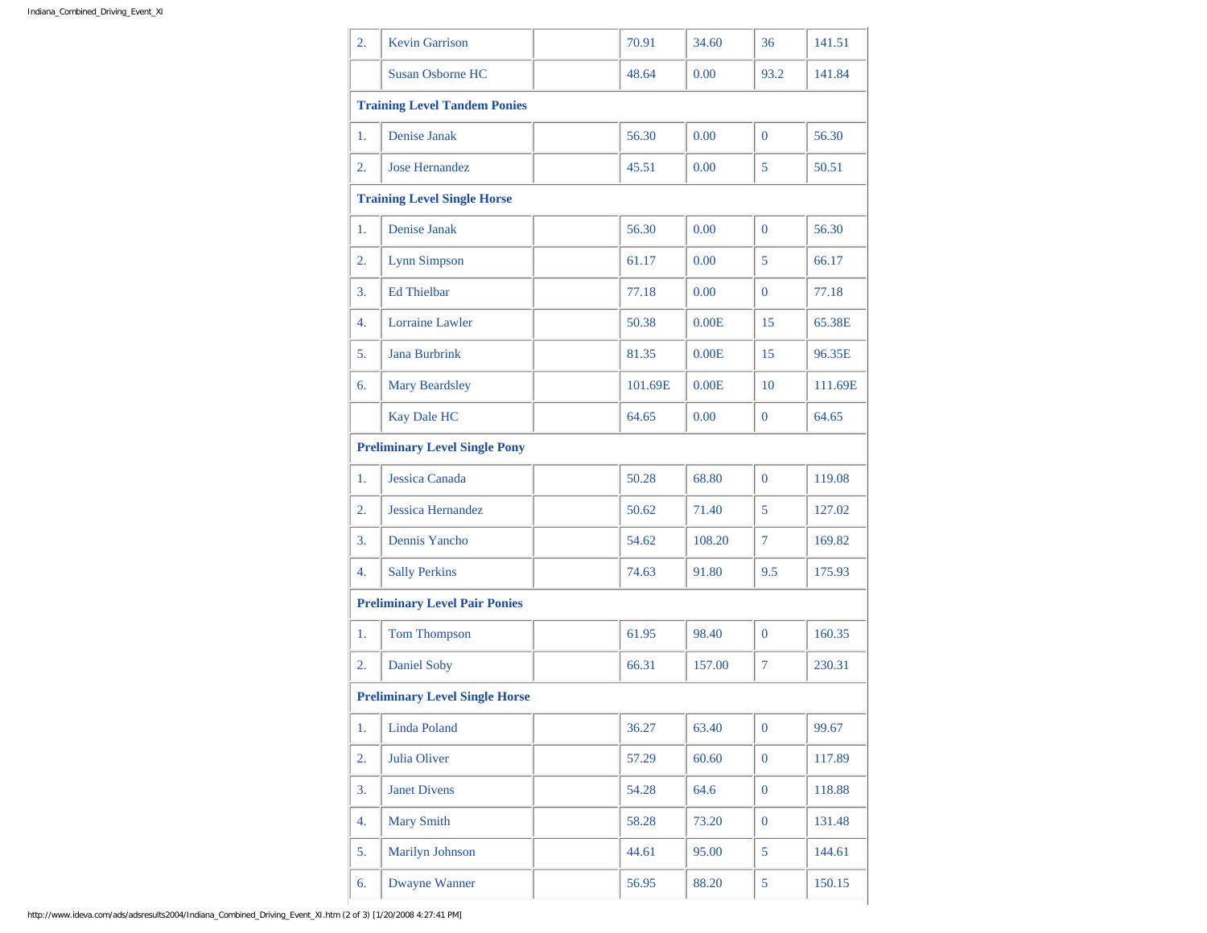| | | | | | | |
|---|---|---|---|---|---|---|
| 2. | Kevin Garrison | | 70.91 | 34.60 | 36 | 141.51 |
| | Susan Osborne HC | | 48.64 | 0.00 | 93.2 | 141.84 |
| **Training Level Tandem Ponies** | | | | | | |
| 1. | Denise Janak | | 56.30 | 0.00 | 0 | 56.30 |
| 2. | Jose Hernandez | | 45.51 | 0.00 | 5 | 50.51 |
| **Training Level Single Horse** | | | | | | |
| 1. | Denise Janak | | 56.30 | 0.00 | 0 | 56.30 |
| 2. | Lynn Simpson | | 61.17 | 0.00 | 5 | 66.17 |
| 3. | Ed Thielbar | | 77.18 | 0.00 | 0 | 77.18 |
| 4. | Lorraine Lawler | | 50.38 | 0.00E | 15 | 65.38E |
| 5. | Jana Burbrink | | 81.35 | 0.00E | 15 | 96.35E |
| 6. | Mary Beardsley | | 101.69E | 0.00E | 10 | 111.69E |
| | Kay Dale HC | | 64.65 | 0.00 | 0 | 64.65 |
| **Preliminary Level Single Pony** | | | | | | |
| 1. | Jessica Canada | | 50.28 | 68.80 | 0 | 119.08 |
| 2. | Jessica Hernandez | | 50.62 | 71.40 | 5 | 127.02 |
| 3. | Dennis Yancho | | 54.62 | 108.20 | 7 | 169.82 |
| 4. | Sally Perkins | | 74.63 | 91.80 | 9.5 | 175.93 |
| **Preliminary Level Pair Ponies** | | | | | | |
| 1. | Tom Thompson | | 61.95 | 98.40 | 0 | 160.35 |
| 2. | Daniel Soby | | 66.31 | 157.00 | 7 | 230.31 |
| **Preliminary Level Single Horse** | | | | | | |
| 1. | Linda Poland | | 36.27 | 63.40 | 0 | 99.67 |
| 2. | Julia Oliver | | 57.29 | 60.60 | 0 | 117.89 |
| 3. | Janet Divens | | 54.28 | 64.6 | 0 | 118.88 |
| 4. | Mary Smith | | 58.28 | 73.20 | 0 | 131.48 |
| 5. | Marilyn Johnson | | 44.61 | 95.00 | 5 | 144.61 |
| 6. | Dwayne Wanner | | 56.95 | 88.20 | 5 | 150.15 |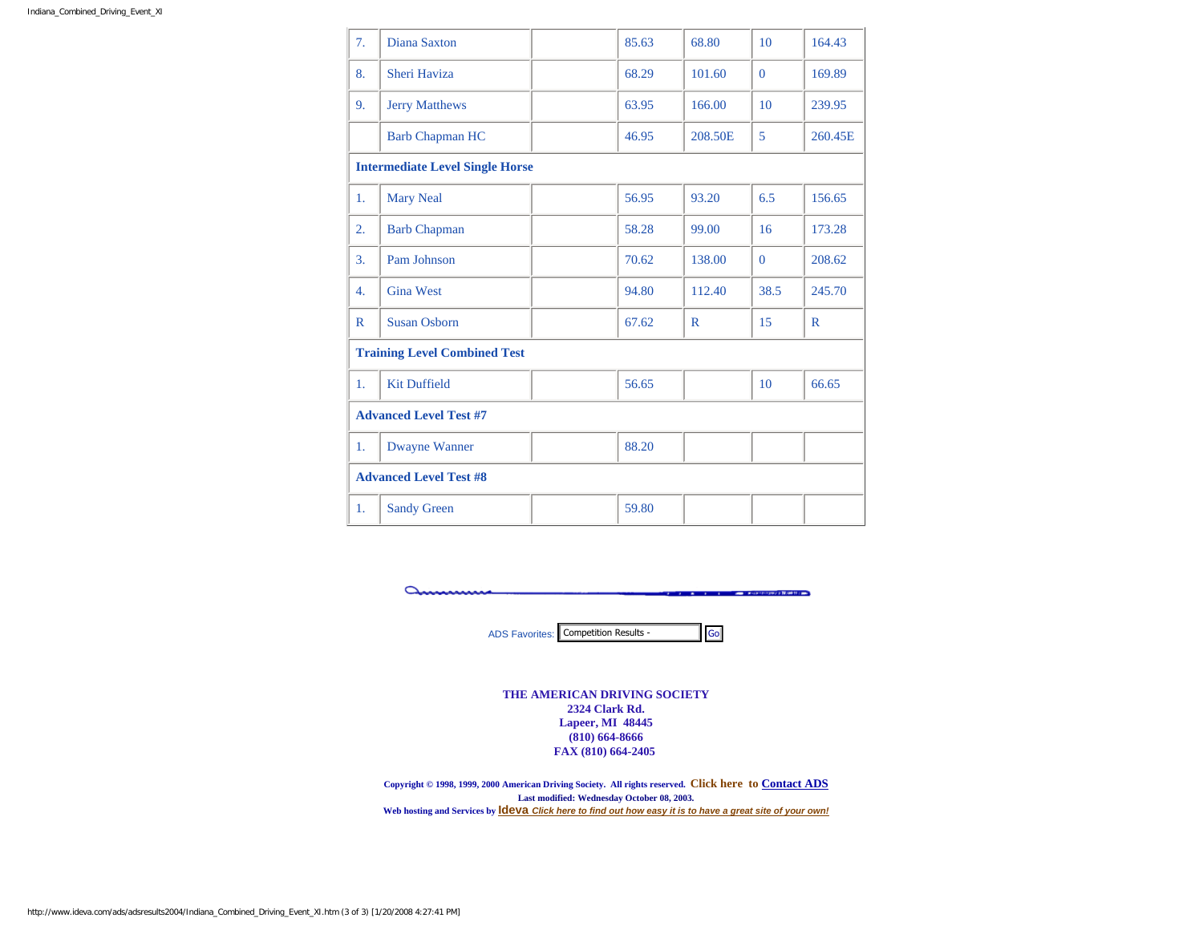| | | | | | | |
|---|---|---|---|---|---|---|
| 7. | Diana Saxton | | 85.63 | 68.80 | 10 | 164.43 |
| 8. | Sheri Haviza | | 68.29 | 101.60 | 0 | 169.89 |
| 9. | Jerry Matthews | | 63.95 | 166.00 | 10 | 239.95 |
| | Barb Chapman HC | | 46.95 | 208.50E | 5 | 260.45E |
| **Intermediate Level Single Horse** | | | | | | |
| 1. | Mary Neal | | 56.95 | 93.20 | 6.5 | 156.65 |
| 2. | Barb Chapman | | 58.28 | 99.00 | 16 | 173.28 |
| 3. | Pam Johnson | | 70.62 | 138.00 | 0 | 208.62 |
| 4. | Gina West | | 94.80 | 112.40 | 38.5 | 245.70 |
| R | Susan Osborn | | 67.62 | R | 15 | R |
| **Training Level Combined Test** | | | | | | |
| 1. | Kit Duffield | | 56.65 | | 10 | 66.65 |
| **Advanced Level Test #7** | | | | | | |
| 1. | Dwayne Wanner | | 88.20 | | | |
| **Advanced Level Test #8** | | | | | | |
| 1. | Sandy Green | | 59.80 | | | |

ADS Favorites: Competition Results - Go

**THE AMERICAN DRIVING SOCIETY**
**2324 Clark Rd.**
**Lapeer, MI 48445**
**(810) 664-8666**
**FAX (810) 664-2405**

**Copyright © 1998, 1999, 2000 American Driving Society. All rights reserved.** **Click here to Contact ADS**
**Last modified: Wednesday October 08, 2003.**
**Web hosting and Services by Ideva** ***Click here to find out how easy it is to have a great site of your own!***